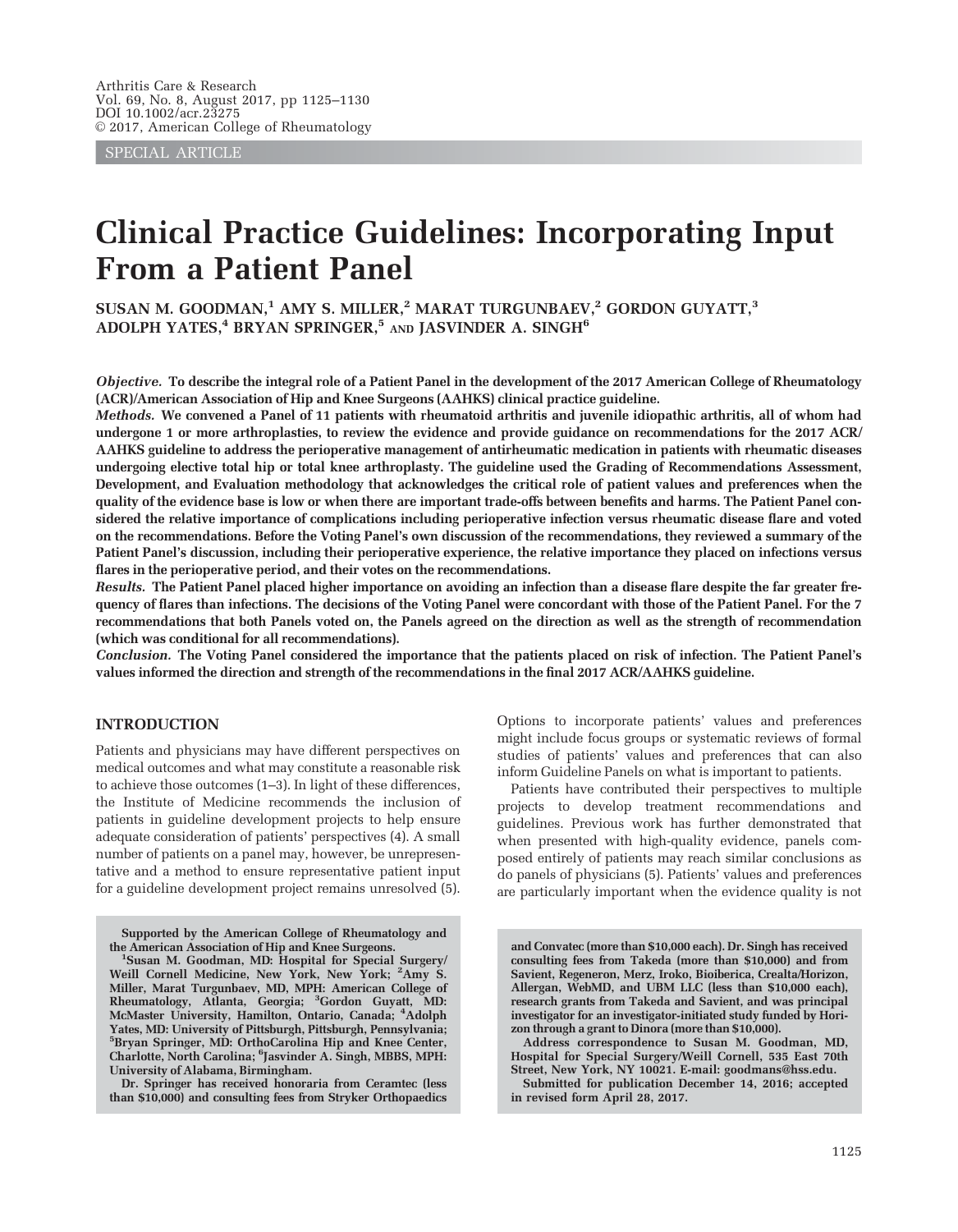SPECIAL ARTICLE

# Clinical Practice Guidelines: Incorporating Input From a Patient Panel

SUSAN M. GOODMAN,[1] AMY S. MILLER,[2] MARAT TURGUNBAEV,[2] GORDON GUYATT,[3] ADOLPH YATES,[4] BRYAN SPRINGER,[5] AND JASVINDER A. SINGH[6]

***Objective.*** **To describe the integral role of a Patient Panel in the development of the 2017 American College of Rheumatology (ACR)/American Association of Hip and Knee Surgeons (AAHKS) clinical practice guideline.**

***Methods.*** **We convened a Panel of 11 patients with rheumatoid arthritis and juvenile idiopathic arthritis, all of whom had undergone 1 or more arthroplasties, to review the evidence and provide guidance on recommendations for the 2017 ACR/AAHKS guideline to address the perioperative management of antirheumatic medication in patients with rheumatic diseases undergoing elective total hip or total knee arthroplasty. The guideline used the Grading of Recommendations Assessment, Development, and Evaluation methodology that acknowledges the critical role of patient values and preferences when the quality of the evidence base is low or when there are important trade-offs between benefits and harms. The Patient Panel considered the relative importance of complications including perioperative infection versus rheumatic disease flare and voted on the recommendations. Before the Voting Panel's own discussion of the recommendations, they reviewed a summary of the Patient Panel's discussion, including their perioperative experience, the relative importance they placed on infections versus flares in the perioperative period, and their votes on the recommendations.**

***Results.*** **The Patient Panel placed higher importance on avoiding an infection than a disease flare despite the far greater frequency of flares than infections. The decisions of the Voting Panel were concordant with those of the Patient Panel. For the 7 recommendations that both Panels voted on, the Panels agreed on the direction as well as the strength of recommendation (which was conditional for all recommendations).**

***Conclusion.*** **The Voting Panel considered the importance that the patients placed on risk of infection. The Patient Panel's values informed the direction and strength of the recommendations in the final 2017 ACR/AAHKS guideline.**

## INTRODUCTION

Patients and physicians may have different perspectives on medical outcomes and what may constitute a reasonable risk to achieve those outcomes (1–3). In light of these differences, the Institute of Medicine recommends the inclusion of patients in guideline development projects to help ensure adequate consideration of patients' perspectives (4). A small number of patients on a panel may, however, be unrepresentative and a method to ensure representative patient input for a guideline development project remains unresolved (5). Options to incorporate patients' values and preferences might include focus groups or systematic reviews of formal studies of patients' values and preferences that can also inform Guideline Panels on what is important to patients.

Patients have contributed their perspectives to multiple projects to develop treatment recommendations and guidelines. Previous work has further demonstrated that when presented with high-quality evidence, panels composed entirely of patients may reach similar conclusions as do panels of physicians (5). Patients' values and preferences are particularly important when the evidence quality is not

---

**Supported by the American College of Rheumatology and the American Association of Hip and Knee Surgeons.**

**[1]Susan M. Goodman, MD: Hospital for Special Surgery/Weill Cornell Medicine, New York, New York; [2]Amy S. Miller, Marat Turgunbaev, MD, MPH: American College of Rheumatology, Atlanta, Georgia; [3]Gordon Guyatt, MD: McMaster University, Hamilton, Ontario, Canada; [4]Adolph Yates, MD: University of Pittsburgh, Pittsburgh, Pennsylvania; [5]Bryan Springer, MD: OrthoCarolina Hip and Knee Center, Charlotte, North Carolina; [6]Jasvinder A. Singh, MBBS, MPH: University of Alabama, Birmingham.**

**Dr. Springer has received honoraria from Ceramtec (less than $10,000) and consulting fees from Stryker Orthopaedics and Convatec (more than $10,000 each). Dr. Singh has received consulting fees from Takeda (more than $10,000) and from Savient, Regeneron, Merz, Iroko, Bioiberica, Crealta/Horizon, Allergan, WebMD, and UBM LLC (less than $10,000 each), research grants from Takeda and Savient, and was principal investigator for an investigator-initiated study funded by Horizon through a grant to Dinora (more than $10,000).**

**Address correspondence to Susan M. Goodman, MD, Hospital for Special Surgery/Weill Cornell, 535 East 70th Street, New York, NY 10021. E-mail: goodmans@hss.edu.**

**Submitted for publication December 14, 2016; accepted in revised form April 28, 2017.**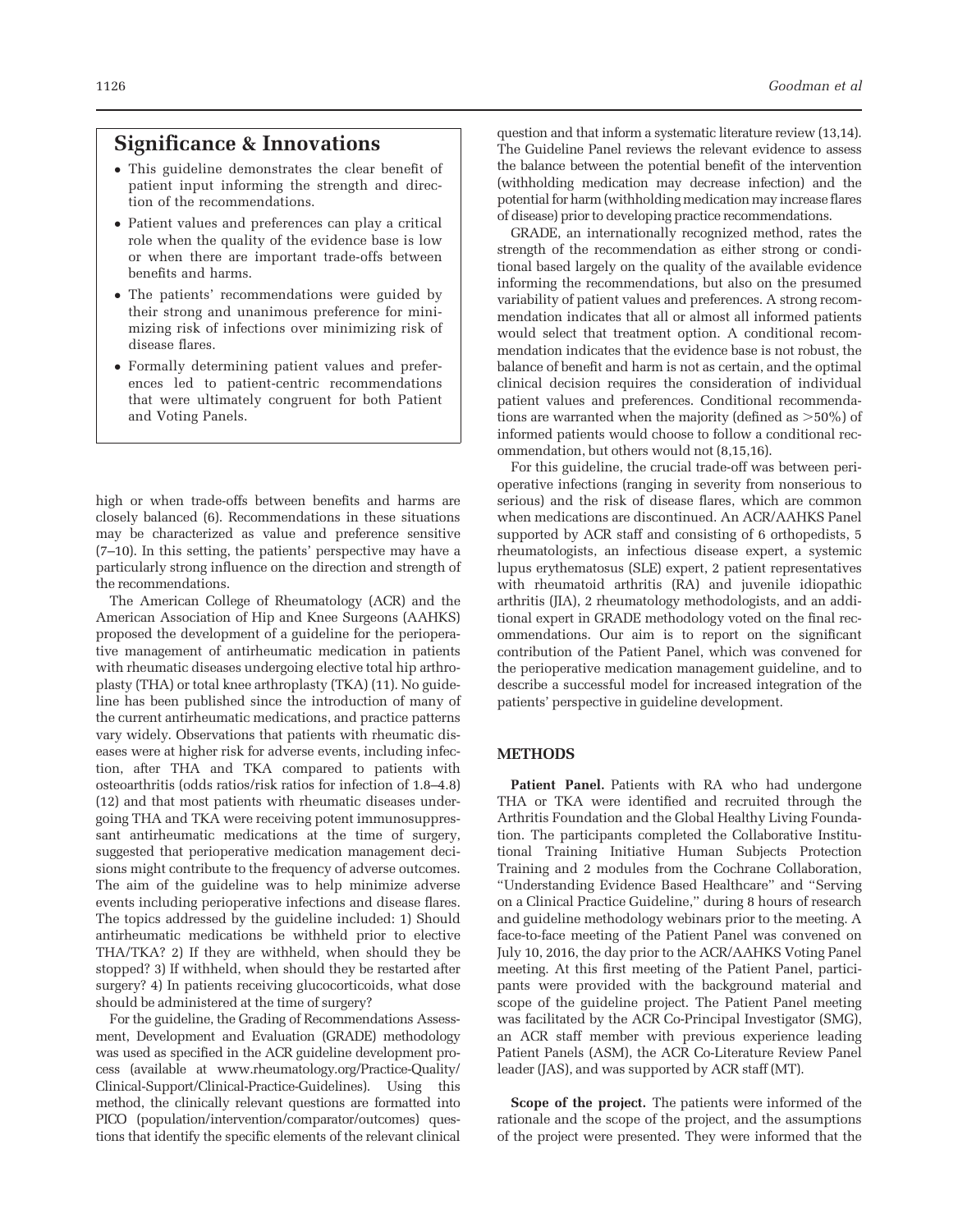## Significance & Innovations

- This guideline demonstrates the clear benefit of patient input informing the strength and direction of the recommendations.
- Patient values and preferences can play a critical role when the quality of the evidence base is low or when there are important trade-offs between benefits and harms.
- The patients' recommendations were guided by their strong and unanimous preference for minimizing risk of infections over minimizing risk of disease flares.
- Formally determining patient values and preferences led to patient-centric recommendations that were ultimately congruent for both Patient and Voting Panels.

high or when trade-offs between benefits and harms are closely balanced (6). Recommendations in these situations may be characterized as value and preference sensitive (7–10). In this setting, the patients' perspective may have a particularly strong influence on the direction and strength of the recommendations.

The American College of Rheumatology (ACR) and the American Association of Hip and Knee Surgeons (AAHKS) proposed the development of a guideline for the perioperative management of antirheumatic medication in patients with rheumatic diseases undergoing elective total hip arthroplasty (THA) or total knee arthroplasty (TKA) (11). No guideline has been published since the introduction of many of the current antirheumatic medications, and practice patterns vary widely. Observations that patients with rheumatic diseases were at higher risk for adverse events, including infection, after THA and TKA compared to patients with osteoarthritis (odds ratios/risk ratios for infection of 1.8–4.8) (12) and that most patients with rheumatic diseases undergoing THA and TKA were receiving potent immunosuppressant antirheumatic medications at the time of surgery, suggested that perioperative medication management decisions might contribute to the frequency of adverse outcomes. The aim of the guideline was to help minimize adverse events including perioperative infections and disease flares. The topics addressed by the guideline included: 1) Should antirheumatic medications be withheld prior to elective THA/TKA? 2) If they are withheld, when should they be stopped? 3) If withheld, when should they be restarted after surgery? 4) In patients receiving glucocorticoids, what dose should be administered at the time of surgery?

For the guideline, the Grading of Recommendations Assessment, Development and Evaluation (GRADE) methodology was used as specified in the ACR guideline development process (available at www.rheumatology.org/Practice-Quality/Clinical-Support/Clinical-Practice-Guidelines). Using this method, the clinically relevant questions are formatted into PICO (population/intervention/comparator/outcomes) questions that identify the specific elements of the relevant clinical question and that inform a systematic literature review (13,14). The Guideline Panel reviews the relevant evidence to assess the balance between the potential benefit of the intervention (withholding medication may decrease infection) and the potential for harm (withholding medication may increase flares of disease) prior to developing practice recommendations.

GRADE, an internationally recognized method, rates the strength of the recommendation as either strong or conditional based largely on the quality of the available evidence informing the recommendations, but also on the presumed variability of patient values and preferences. A strong recommendation indicates that all or almost all informed patients would select that treatment option. A conditional recommendation indicates that the evidence base is not robust, the balance of benefit and harm is not as certain, and the optimal clinical decision requires the consideration of individual patient values and preferences. Conditional recommendations are warranted when the majority (defined as >50%) of informed patients would choose to follow a conditional recommendation, but others would not (8,15,16).

For this guideline, the crucial trade-off was between perioperative infections (ranging in severity from nonserious to serious) and the risk of disease flares, which are common when medications are discontinued. An ACR/AAHKS Panel supported by ACR staff and consisting of 6 orthopedists, 5 rheumatologists, an infectious disease expert, a systemic lupus erythematosus (SLE) expert, 2 patient representatives with rheumatoid arthritis (RA) and juvenile idiopathic arthritis (JIA), 2 rheumatology methodologists, and an additional expert in GRADE methodology voted on the final recommendations. Our aim is to report on the significant contribution of the Patient Panel, which was convened for the perioperative medication management guideline, and to describe a successful model for increased integration of the patients' perspective in guideline development.

## METHODS

**Patient Panel.** Patients with RA who had undergone THA or TKA were identified and recruited through the Arthritis Foundation and the Global Healthy Living Foundation. The participants completed the Collaborative Institutional Training Initiative Human Subjects Protection Training and 2 modules from the Cochrane Collaboration, "Understanding Evidence Based Healthcare" and "Serving on a Clinical Practice Guideline," during 8 hours of research and guideline methodology webinars prior to the meeting. A face-to-face meeting of the Patient Panel was convened on July 10, 2016, the day prior to the ACR/AAHKS Voting Panel meeting. At this first meeting of the Patient Panel, participants were provided with the background material and scope of the guideline project. The Patient Panel meeting was facilitated by the ACR Co-Principal Investigator (SMG), an ACR staff member with previous experience leading Patient Panels (ASM), the ACR Co-Literature Review Panel leader (JAS), and was supported by ACR staff (MT).

**Scope of the project.** The patients were informed of the rationale and the scope of the project, and the assumptions of the project were presented. They were informed that the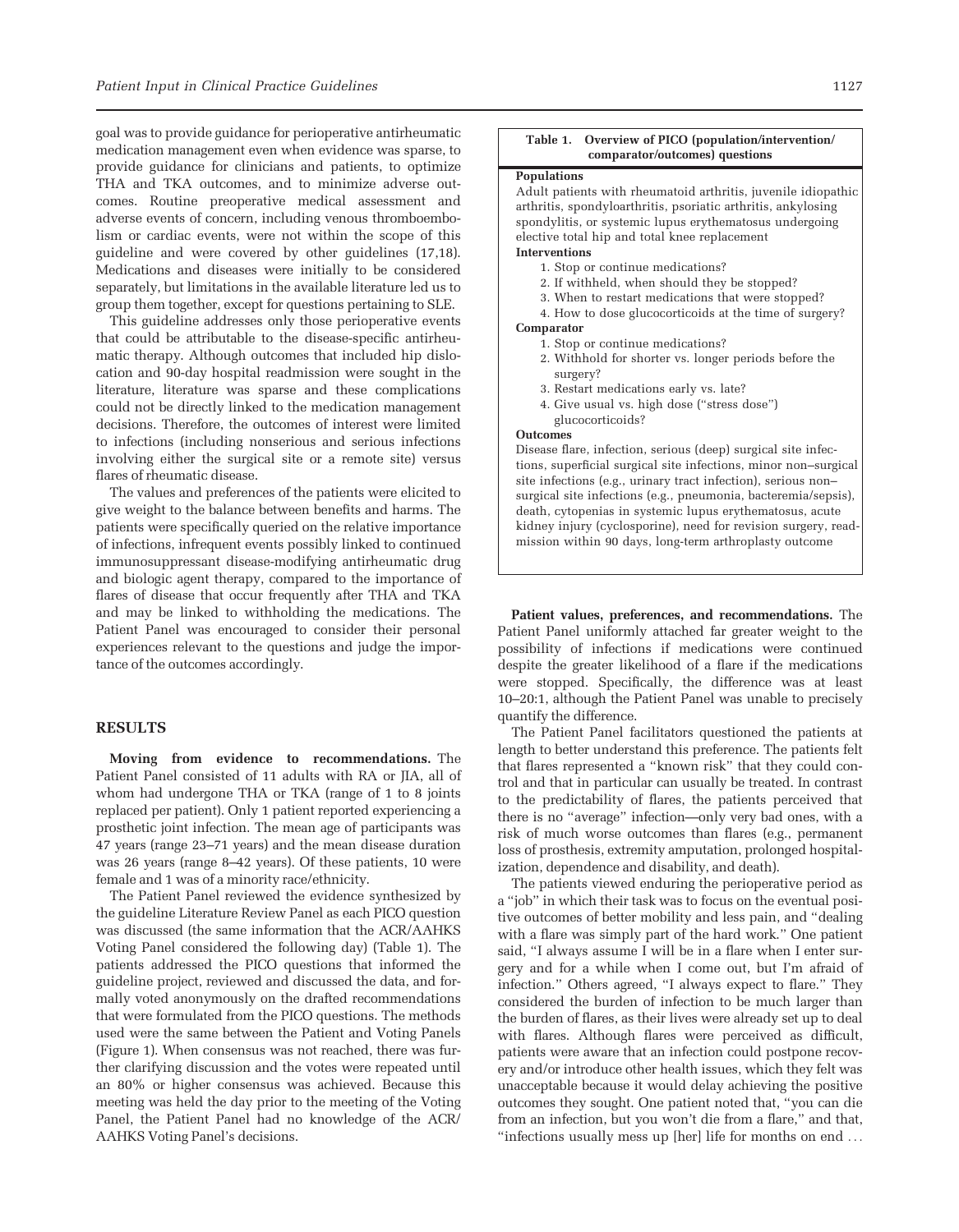goal was to provide guidance for perioperative antirheumatic medication management even when evidence was sparse, to provide guidance for clinicians and patients, to optimize THA and TKA outcomes, and to minimize adverse outcomes. Routine preoperative medical assessment and adverse events of concern, including venous thromboembolism or cardiac events, were not within the scope of this guideline and were covered by other guidelines (17,18). Medications and diseases were initially to be considered separately, but limitations in the available literature led us to group them together, except for questions pertaining to SLE.

This guideline addresses only those perioperative events that could be attributable to the disease-specific antirheumatic therapy. Although outcomes that included hip dislocation and 90-day hospital readmission were sought in the literature, literature was sparse and these complications could not be directly linked to the medication management decisions. Therefore, the outcomes of interest were limited to infections (including nonserious and serious infections involving either the surgical site or a remote site) versus flares of rheumatic disease.

The values and preferences of the patients were elicited to give weight to the balance between benefits and harms. The patients were specifically queried on the relative importance of infections, infrequent events possibly linked to continued immunosuppressant disease-modifying antirheumatic drug and biologic agent therapy, compared to the importance of flares of disease that occur frequently after THA and TKA and may be linked to withholding the medications. The Patient Panel was encouraged to consider their personal experiences relevant to the questions and judge the importance of the outcomes accordingly.

## RESULTS

**Moving from evidence to recommendations.** The Patient Panel consisted of 11 adults with RA or JIA, all of whom had undergone THA or TKA (range of 1 to 8 joints replaced per patient). Only 1 patient reported experiencing a prosthetic joint infection. The mean age of participants was 47 years (range 23–71 years) and the mean disease duration was 26 years (range 8–42 years). Of these patients, 10 were female and 1 was of a minority race/ethnicity.

The Patient Panel reviewed the evidence synthesized by the guideline Literature Review Panel as each PICO question was discussed (the same information that the ACR/AAHKS Voting Panel considered the following day) (Table 1). The patients addressed the PICO questions that informed the guideline project, reviewed and discussed the data, and formally voted anonymously on the drafted recommendations that were formulated from the PICO questions. The methods used were the same between the Patient and Voting Panels (Figure 1). When consensus was not reached, there was further clarifying discussion and the votes were repeated until an 80% or higher consensus was achieved. Because this meeting was held the day prior to the meeting of the Voting Panel, the Patient Panel had no knowledge of the ACR/AAHKS Voting Panel's decisions.

**Table 1. Overview of PICO (population/intervention/comparator/outcomes) questions**

**Populations**

Adult patients with rheumatoid arthritis, juvenile idiopathic arthritis, spondyloarthritis, psoriatic arthritis, ankylosing spondylitis, or systemic lupus erythematosus undergoing elective total hip and total knee replacement

**Interventions**

1. Stop or continue medications?
2. If withheld, when should they be stopped?
3. When to restart medications that were stopped?
4. How to dose glucocorticoids at the time of surgery?

**Comparator**

1. Stop or continue medications?
2. Withhold for shorter vs. longer periods before the surgery?
3. Restart medications early vs. late?
4. Give usual vs. high dose ("stress dose") glucocorticoids?

**Outcomes**

Disease flare, infection, serious (deep) surgical site infections, superficial surgical site infections, minor non–surgical site infections (e.g., urinary tract infection), serious non–surgical site infections (e.g., pneumonia, bacteremia/sepsis), death, cytopenias in systemic lupus erythematosus, acute kidney injury (cyclosporine), need for revision surgery, readmission within 90 days, long-term arthroplasty outcome

**Patient values, preferences, and recommendations.** The Patient Panel uniformly attached far greater weight to the possibility of infections if medications were continued despite the greater likelihood of a flare if the medications were stopped. Specifically, the difference was at least 10–20:1, although the Patient Panel was unable to precisely quantify the difference.

The Patient Panel facilitators questioned the patients at length to better understand this preference. The patients felt that flares represented a "known risk" that they could control and that in particular can usually be treated. In contrast to the predictability of flares, the patients perceived that there is no "average" infection—only very bad ones, with a risk of much worse outcomes than flares (e.g., permanent loss of prosthesis, extremity amputation, prolonged hospitalization, dependence and disability, and death).

The patients viewed enduring the perioperative period as a "job" in which their task was to focus on the eventual positive outcomes of better mobility and less pain, and "dealing with a flare was simply part of the hard work." One patient said, "I always assume I will be in a flare when I enter surgery and for a while when I come out, but I'm afraid of infection." Others agreed, "I always expect to flare." They considered the burden of infection to be much larger than the burden of flares, as their lives were already set up to deal with flares. Although flares were perceived as difficult, patients were aware that an infection could postpone recovery and/or introduce other health issues, which they felt was unacceptable because it would delay achieving the positive outcomes they sought. One patient noted that, "you can die from an infection, but you won't die from a flare," and that, "infections usually mess up [her] life for months on end ...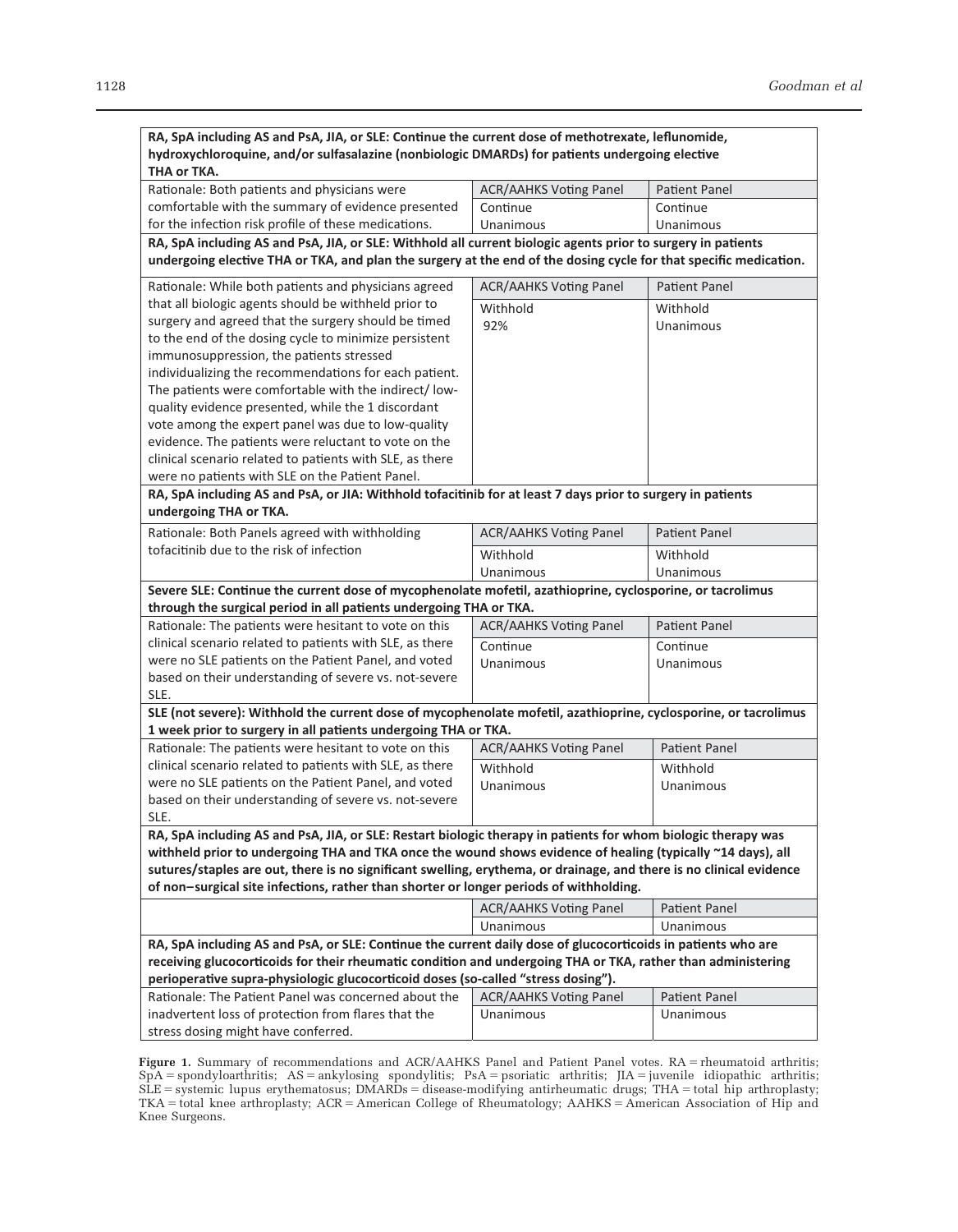| **RA, SpA including AS and PsA, JIA, or SLE: Continue the current dose of methotrexate, leflunomide, hydroxychloroquine, and/or sulfasalazine (nonbiologic DMARDs) for patients undergoing elective THA or TKA.** | | |
|---|---|---|
| Rationale: Both patients and physicians were comfortable with the summary of evidence presented for the infection risk profile of these medications. | ACR/AAHKS Voting Panel<br>Continue<br>Unanimous | Patient Panel<br>Continue<br>Unanimous |
| **RA, SpA including AS and PsA, JIA, or SLE: Withhold all current biologic agents prior to surgery in patients undergoing elective THA or TKA, and plan the surgery at the end of the dosing cycle for that specific medication.** | | |
| Rationale: While both patients and physicians agreed that all biologic agents should be withheld prior to surgery and agreed that the surgery should be timed to the end of the dosing cycle to minimize persistent immunosuppression, the patients stressed individualizing the recommendations for each patient. The patients were comfortable with the indirect/ low-quality evidence presented, while the 1 discordant vote among the expert panel was due to low-quality evidence. The patients were reluctant to vote on the clinical scenario related to patients with SLE, as there were no patients with SLE on the Patient Panel. | ACR/AAHKS Voting Panel<br>Withhold<br>92% | Patient Panel<br>Withhold<br>Unanimous |
| **RA, SpA including AS and PsA, or JIA: Withhold tofacitinib for at least 7 days prior to surgery in patients undergoing THA or TKA.** | | |
| Rationale: Both Panels agreed with withholding tofacitinib due to the risk of infection | ACR/AAHKS Voting Panel<br>Withhold<br>Unanimous | Patient Panel<br>Withhold<br>Unanimous |
| **Severe SLE: Continue the current dose of mycophenolate mofetil, azathioprine, cyclosporine, or tacrolimus through the surgical period in all patients undergoing THA or TKA.** | | |
| Rationale: The patients were hesitant to vote on this clinical scenario related to patients with SLE, as there were no SLE patients on the Patient Panel, and voted based on their understanding of severe vs. not-severe SLE. | ACR/AAHKS Voting Panel<br>Continue<br>Unanimous | Patient Panel<br>Continue<br>Unanimous |
| **SLE (not severe): Withhold the current dose of mycophenolate mofetil, azathioprine, cyclosporine, or tacrolimus 1 week prior to surgery in all patients undergoing THA or TKA.** | | |
| Rationale: The patients were hesitant to vote on this clinical scenario related to patients with SLE, as there were no SLE patients on the Patient Panel, and voted based on their understanding of severe vs. not-severe SLE. | ACR/AAHKS Voting Panel<br>Withhold<br>Unanimous | Patient Panel<br>Withhold<br>Unanimous |
| **RA, SpA including AS and PsA, JIA, or SLE: Restart biologic therapy in patients for whom biologic therapy was withheld prior to undergoing THA and TKA once the wound shows evidence of healing (typically ~14 days), all sutures/staples are out, there is no significant swelling, erythema, or drainage, and there is no clinical evidence of non–surgical site infections, rather than shorter or longer periods of withholding.** | | |
| | ACR/AAHKS Voting Panel<br>Unanimous | Patient Panel<br>Unanimous |
| **RA, SpA including AS and PsA, or SLE: Continue the current daily dose of glucocorticoids in patients who are receiving glucocorticoids for their rheumatic condition and undergoing THA or TKA, rather than administering perioperative supra-physiologic glucocorticoid doses (so-called "stress dosing").** | | |
| Rationale: The Patient Panel was concerned about the inadvertent loss of protection from flares that the stress dosing might have conferred. | ACR/AAHKS Voting Panel<br>Unanimous | Patient Panel<br>Unanimous |

**Figure 1.** Summary of recommendations and ACR/AAHKS Panel and Patient Panel votes. RA = rheumatoid arthritis; SpA = spondyloarthritis; AS = ankylosing spondylitis; PsA = psoriatic arthritis; JIA = juvenile idiopathic arthritis; SLE = systemic lupus erythematosus; DMARDs = disease-modifying antirheumatic drugs; THA = total hip arthroplasty; TKA = total knee arthroplasty; ACR = American College of Rheumatology; AAHKS = American Association of Hip and Knee Surgeons.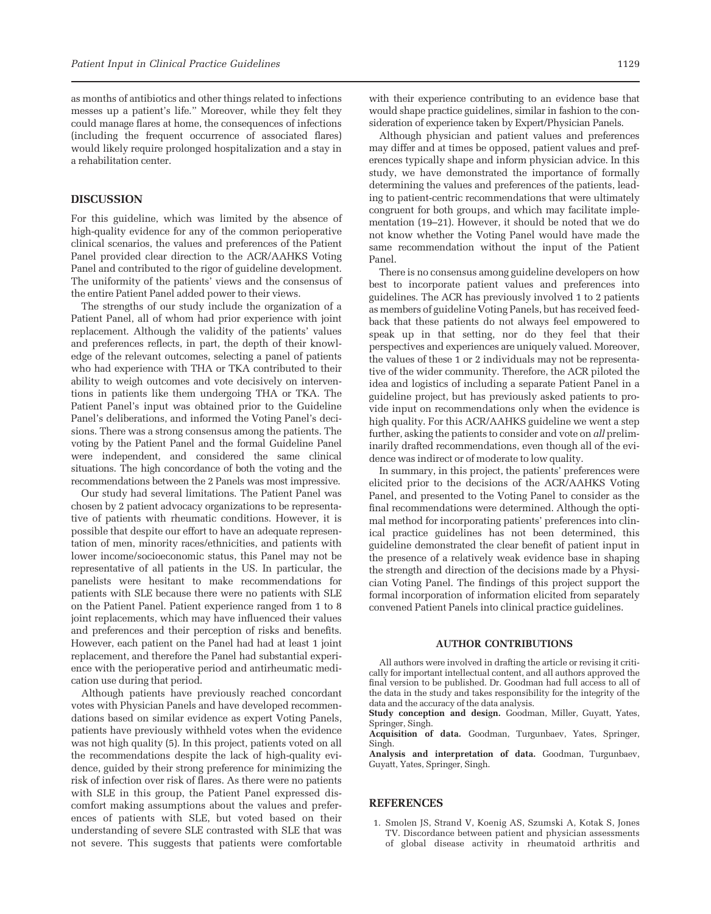as months of antibiotics and other things related to infections messes up a patient's life." Moreover, while they felt they could manage flares at home, the consequences of infections (including the frequent occurrence of associated flares) would likely require prolonged hospitalization and a stay in a rehabilitation center.

## DISCUSSION

For this guideline, which was limited by the absence of high-quality evidence for any of the common perioperative clinical scenarios, the values and preferences of the Patient Panel provided clear direction to the ACR/AAHKS Voting Panel and contributed to the rigor of guideline development. The uniformity of the patients' views and the consensus of the entire Patient Panel added power to their views.

The strengths of our study include the organization of a Patient Panel, all of whom had prior experience with joint replacement. Although the validity of the patients' values and preferences reflects, in part, the depth of their knowledge of the relevant outcomes, selecting a panel of patients who had experience with THA or TKA contributed to their ability to weigh outcomes and vote decisively on interventions in patients like them undergoing THA or TKA. The Patient Panel's input was obtained prior to the Guideline Panel's deliberations, and informed the Voting Panel's decisions. There was a strong consensus among the patients. The voting by the Patient Panel and the formal Guideline Panel were independent, and considered the same clinical situations. The high concordance of both the voting and the recommendations between the 2 Panels was most impressive.

Our study had several limitations. The Patient Panel was chosen by 2 patient advocacy organizations to be representative of patients with rheumatic conditions. However, it is possible that despite our effort to have an adequate representation of men, minority races/ethnicities, and patients with lower income/socioeconomic status, this Panel may not be representative of all patients in the US. In particular, the panelists were hesitant to make recommendations for patients with SLE because there were no patients with SLE on the Patient Panel. Patient experience ranged from 1 to 8 joint replacements, which may have influenced their values and preferences and their perception of risks and benefits. However, each patient on the Panel had had at least 1 joint replacement, and therefore the Panel had substantial experience with the perioperative period and antirheumatic medication use during that period.

Although patients have previously reached concordant votes with Physician Panels and have developed recommendations based on similar evidence as expert Voting Panels, patients have previously withheld votes when the evidence was not high quality (5). In this project, patients voted on all the recommendations despite the lack of high-quality evidence, guided by their strong preference for minimizing the risk of infection over risk of flares. As there were no patients with SLE in this group, the Patient Panel expressed discomfort making assumptions about the values and preferences of patients with SLE, but voted based on their understanding of severe SLE contrasted with SLE that was not severe. This suggests that patients were comfortable with their experience contributing to an evidence base that would shape practice guidelines, similar in fashion to the consideration of experience taken by Expert/Physician Panels.

Although physician and patient values and preferences may differ and at times be opposed, patient values and preferences typically shape and inform physician advice. In this study, we have demonstrated the importance of formally determining the values and preferences of the patients, leading to patient-centric recommendations that were ultimately congruent for both groups, and which may facilitate implementation (19–21). However, it should be noted that we do not know whether the Voting Panel would have made the same recommendation without the input of the Patient Panel.

There is no consensus among guideline developers on how best to incorporate patient values and preferences into guidelines. The ACR has previously involved 1 to 2 patients as members of guideline Voting Panels, but has received feedback that these patients do not always feel empowered to speak up in that setting, nor do they feel that their perspectives and experiences are uniquely valued. Moreover, the values of these 1 or 2 individuals may not be representative of the wider community. Therefore, the ACR piloted the idea and logistics of including a separate Patient Panel in a guideline project, but has previously asked patients to provide input on recommendations only when the evidence is high quality. For this ACR/AAHKS guideline we went a step further, asking the patients to consider and vote on *all* preliminarily drafted recommendations, even though all of the evidence was indirect or of moderate to low quality.

In summary, in this project, the patients' preferences were elicited prior to the decisions of the ACR/AAHKS Voting Panel, and presented to the Voting Panel to consider as the final recommendations were determined. Although the optimal method for incorporating patients' preferences into clinical practice guidelines has not been determined, this guideline demonstrated the clear benefit of patient input in the presence of a relatively weak evidence base in shaping the strength and direction of the decisions made by a Physician Voting Panel. The findings of this project support the formal incorporation of information elicited from separately convened Patient Panels into clinical practice guidelines.

## AUTHOR CONTRIBUTIONS

All authors were involved in drafting the article or revising it critically for important intellectual content, and all authors approved the final version to be published. Dr. Goodman had full access to all of the data in the study and takes responsibility for the integrity of the data and the accuracy of the data analysis.

**Study conception and design.** Goodman, Miller, Guyatt, Yates, Springer, Singh.

**Acquisition of data.** Goodman, Turgunbaev, Yates, Springer, Singh.

**Analysis and interpretation of data.** Goodman, Turgunbaev, Guyatt, Yates, Springer, Singh.

## REFERENCES

1. Smolen JS, Strand V, Koenig AS, Szumski A, Kotak S, Jones TV. Discordance between patient and physician assessments of global disease activity in rheumatoid arthritis and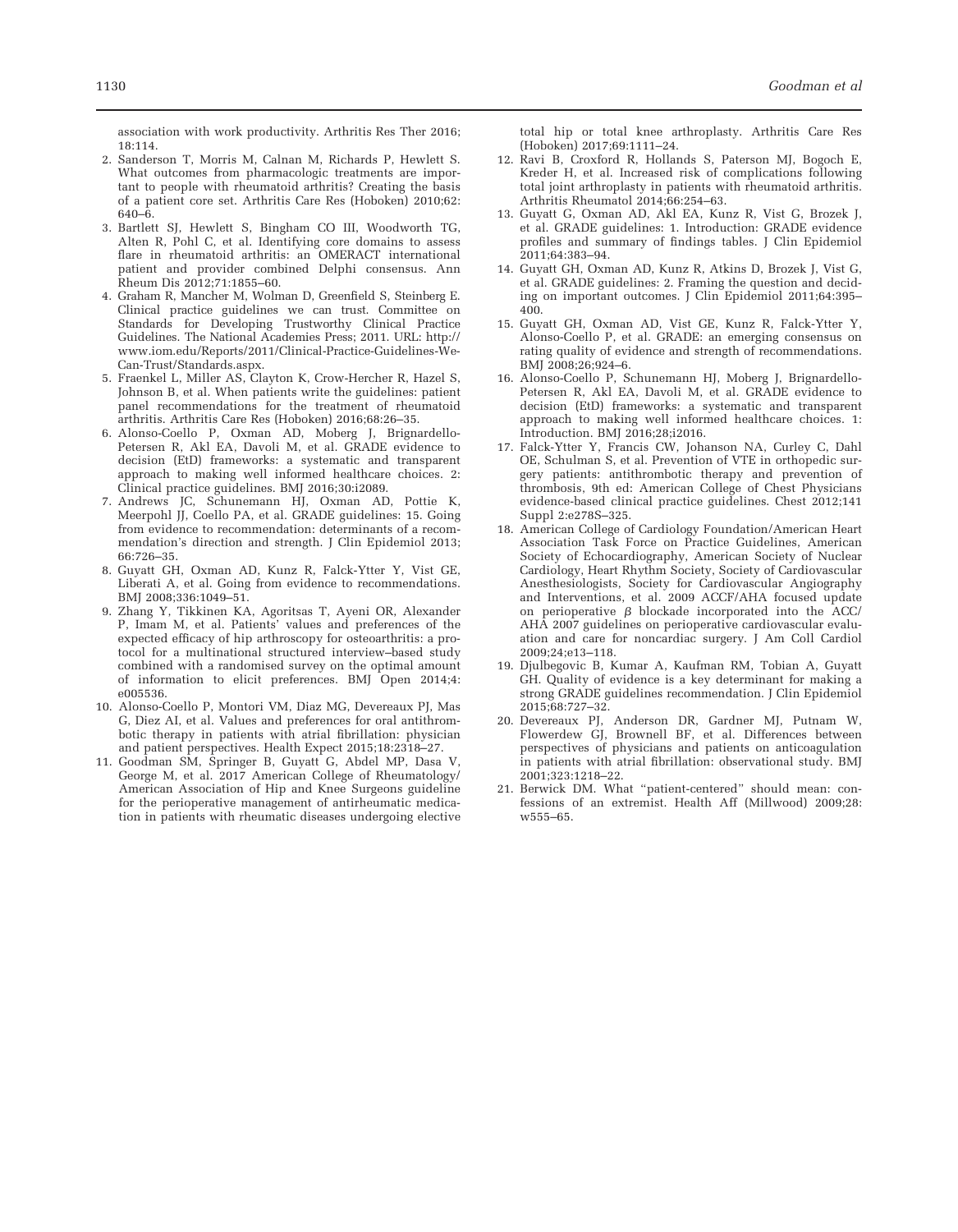association with work productivity. Arthritis Res Ther 2016; 18:114.

2. Sanderson T, Morris M, Calnan M, Richards P, Hewlett S. What outcomes from pharmacologic treatments are important to people with rheumatoid arthritis? Creating the basis of a patient core set. Arthritis Care Res (Hoboken) 2010;62: 640–6.
3. Bartlett SJ, Hewlett S, Bingham CO III, Woodworth TG, Alten R, Pohl C, et al. Identifying core domains to assess flare in rheumatoid arthritis: an OMERACT international patient and provider combined Delphi consensus. Ann Rheum Dis 2012;71:1855–60.
4. Graham R, Mancher M, Wolman D, Greenfield S, Steinberg E. Clinical practice guidelines we can trust. Committee on Standards for Developing Trustworthy Clinical Practice Guidelines. The National Academies Press; 2011. URL: http://www.iom.edu/Reports/2011/Clinical-Practice-Guidelines-We-Can-Trust/Standards.aspx.
5. Fraenkel L, Miller AS, Clayton K, Crow-Hercher R, Hazel S, Johnson B, et al. When patients write the guidelines: patient panel recommendations for the treatment of rheumatoid arthritis. Arthritis Care Res (Hoboken) 2016;68:26–35.
6. Alonso-Coello P, Oxman AD, Moberg J, Brignardello-Petersen R, Akl EA, Davoli M, et al. GRADE evidence to decision (EtD) frameworks: a systematic and transparent approach to making well informed healthcare choices. 2: Clinical practice guidelines. BMJ 2016;30:i2089.
7. Andrews JC, Schunemann HJ, Oxman AD, Pottie K, Meerpohl JJ, Coello PA, et al. GRADE guidelines: 15. Going from evidence to recommendation: determinants of a recommendation's direction and strength. J Clin Epidemiol 2013; 66:726–35.
8. Guyatt GH, Oxman AD, Kunz R, Falck-Ytter Y, Vist GE, Liberati A, et al. Going from evidence to recommendations. BMJ 2008;336:1049–51.
9. Zhang Y, Tikkinen KA, Agoritsas T, Ayeni OR, Alexander P, Imam M, et al. Patients' values and preferences of the expected efficacy of hip arthroscopy for osteoarthritis: a protocol for a multinational structured interview–based study combined with a randomised survey on the optimal amount of information to elicit preferences. BMJ Open 2014;4: e005536.
10. Alonso-Coello P, Montori VM, Diaz MG, Devereaux PJ, Mas G, Diez AI, et al. Values and preferences for oral antithrombotic therapy in patients with atrial fibrillation: physician and patient perspectives. Health Expect 2015;18:2318–27.
11. Goodman SM, Springer B, Guyatt G, Abdel MP, Dasa V, George M, et al. 2017 American College of Rheumatology/American Association of Hip and Knee Surgeons guideline for the perioperative management of antirheumatic medication in patients with rheumatic diseases undergoing elective total hip or total knee arthroplasty. Arthritis Care Res (Hoboken) 2017;69:1111–24.
12. Ravi B, Croxford R, Hollands S, Paterson MJ, Bogoch E, Kreder H, et al. Increased risk of complications following total joint arthroplasty in patients with rheumatoid arthritis. Arthritis Rheumatol 2014;66:254–63.
13. Guyatt G, Oxman AD, Akl EA, Kunz R, Vist G, Brozek J, et al. GRADE guidelines: 1. Introduction: GRADE evidence profiles and summary of findings tables. J Clin Epidemiol 2011;64:383–94.
14. Guyatt GH, Oxman AD, Kunz R, Atkins D, Brozek J, Vist G, et al. GRADE guidelines: 2. Framing the question and deciding on important outcomes. J Clin Epidemiol 2011;64:395–400.
15. Guyatt GH, Oxman AD, Vist GE, Kunz R, Falck-Ytter Y, Alonso-Coello P, et al. GRADE: an emerging consensus on rating quality of evidence and strength of recommendations. BMJ 2008;26;924–6.
16. Alonso-Coello P, Schunemann HJ, Moberg J, Brignardello-Petersen R, Akl EA, Davoli M, et al. GRADE evidence to decision (EtD) frameworks: a systematic and transparent approach to making well informed healthcare choices. 1: Introduction. BMJ 2016;28;i2016.
17. Falck-Ytter Y, Francis CW, Johanson NA, Curley C, Dahl OE, Schulman S, et al. Prevention of VTE in orthopedic surgery patients: antithrombotic therapy and prevention of thrombosis, 9th ed: American College of Chest Physicians evidence-based clinical practice guidelines. Chest 2012;141 Suppl 2:e278S–325.
18. American College of Cardiology Foundation/American Heart Association Task Force on Practice Guidelines, American Society of Echocardiography, American Society of Nuclear Cardiology, Heart Rhythm Society, Society of Cardiovascular Anesthesiologists, Society for Cardiovascular Angiography and Interventions, et al. 2009 ACCF/AHA focused update on perioperative $\beta$ blockade incorporated into the ACC/AHA 2007 guidelines on perioperative cardiovascular evaluation and care for noncardiac surgery. J Am Coll Cardiol 2009;24;e13–118.
19. Djulbegovic B, Kumar A, Kaufman RM, Tobian A, Guyatt GH. Quality of evidence is a key determinant for making a strong GRADE guidelines recommendation. J Clin Epidemiol 2015;68:727–32.
20. Devereaux PJ, Anderson DR, Gardner MJ, Putnam W, Flowerdew GJ, Brownell BF, et al. Differences between perspectives of physicians and patients on anticoagulation in patients with atrial fibrillation: observational study. BMJ 2001;323:1218–22.
21. Berwick DM. What "patient-centered" should mean: confessions of an extremist. Health Aff (Millwood) 2009;28: w555–65.